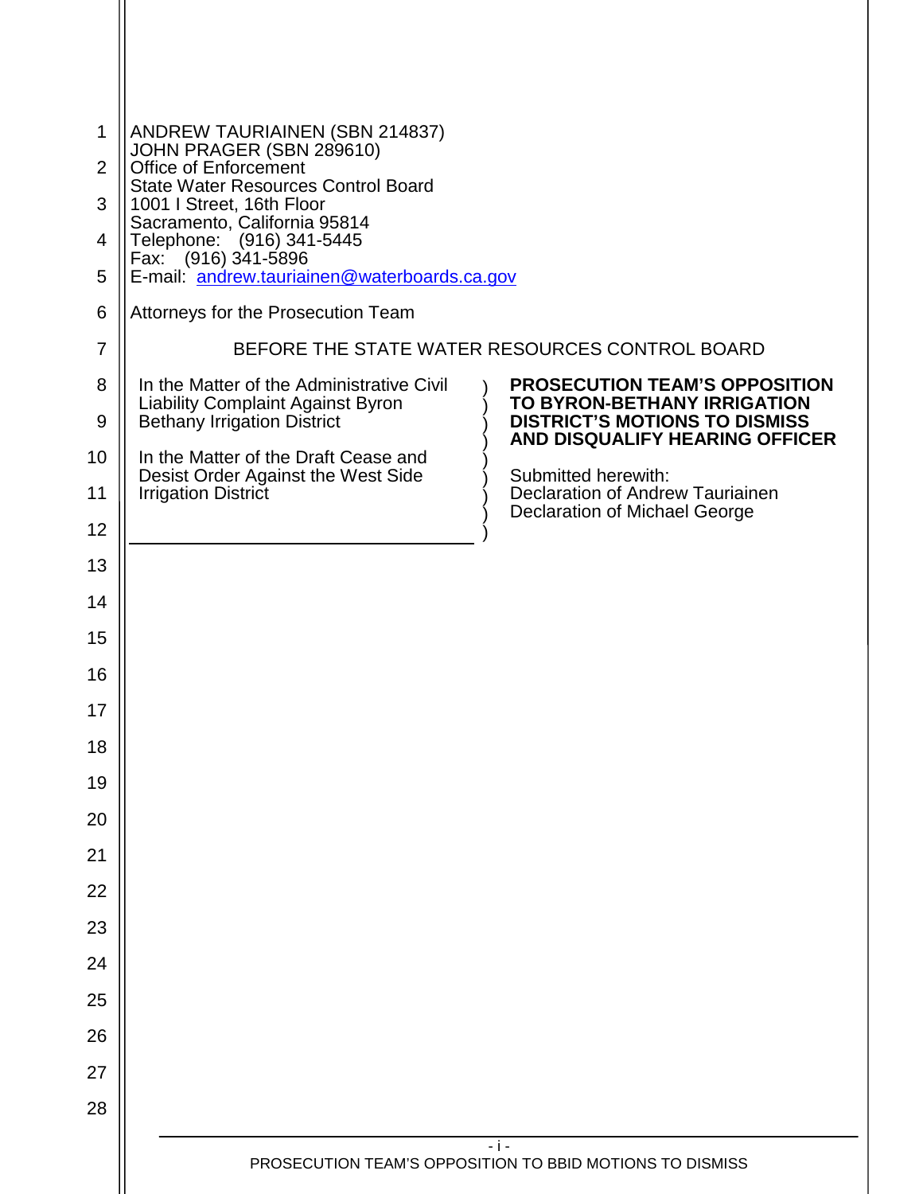ANDREW TAURIAINEN (SBN 214837)
JOHN PRAGER (SBN 289610)
Office of Enforcement
State Water Resources Control Board
1001 I Street, 16th Floor
Sacramento, California 95814
Telephone: (916) 341-5445
Fax: (916) 341-5896
E-mail: andrew.tauriainen@waterboards.ca.gov

Attorneys for the Prosecution Team

BEFORE THE STATE WATER RESOURCES CONTROL BOARD

In the Matter of the Administrative Civil Liability Complaint Against Byron Bethany Irrigation District

In the Matter of the Draft Cease and Desist Order Against the West Side Irrigation District

**PROSECUTION TEAM'S OPPOSITION TO BYRON-BETHANY IRRIGATION DISTRICT'S MOTIONS TO DISMISS AND DISQUALIFY HEARING OFFICER**

Submitted herewith:
Declaration of Andrew Tauriainen
Declaration of Michael George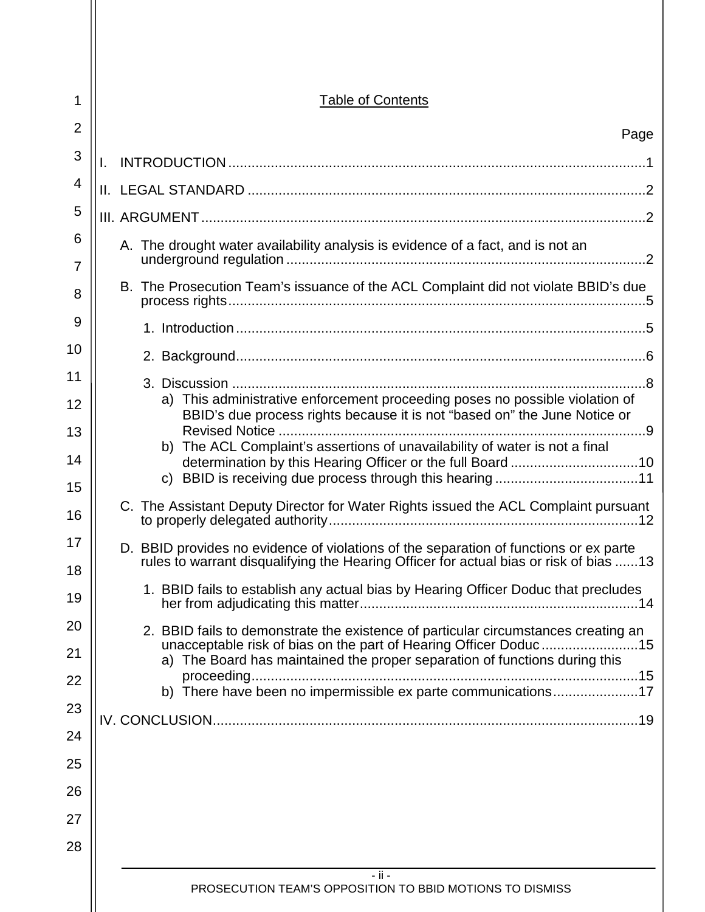# Table of Contents

Page

I. INTRODUCTION ..... 1

II. LEGAL STANDARD ..... 2

III. ARGUMENT ..... 2

- A. The drought water availability analysis is evidence of a fact, and is not an underground regulation ..... 2
- B. The Prosecution Team's issuance of the ACL Complaint did not violate BBID's due process rights ..... 5
  - 1. Introduction ..... 5
  - 2. Background ..... 6
  - 3. Discussion ..... 8
    - a) This administrative enforcement proceeding poses no possible violation of BBID's due process rights because it is not "based on" the June Notice or Revised Notice ..... 9
    - b) The ACL Complaint's assertions of unavailability of water is not a final determination by this Hearing Officer or the full Board ..... 10
    - c) BBID is receiving due process through this hearing ..... 11
- C. The Assistant Deputy Director for Water Rights issued the ACL Complaint pursuant to properly delegated authority ..... 12
- D. BBID provides no evidence of violations of the separation of functions or ex parte rules to warrant disqualifying the Hearing Officer for actual bias or risk of bias ..... 13
  - 1. BBID fails to establish any actual bias by Hearing Officer Doduc that precludes her from adjudicating this matter ..... 14
  - 2. BBID fails to demonstrate the existence of particular circumstances creating an unacceptable risk of bias on the part of Hearing Officer Doduc ..... 15
    - a) The Board has maintained the proper separation of functions during this proceeding ..... 15
    - b) There have been no impermissible ex parte communications ..... 17

IV. CONCLUSION ..... 19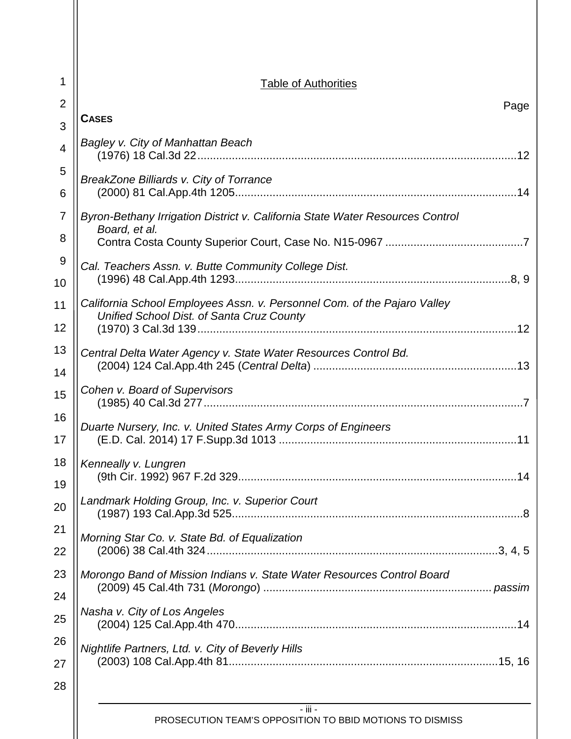## Table of Authorities

Page

**CASES**

*Bagley v. City of Manhattan Beach*
(1976) 18 Cal.3d 22 ..... 12

*BreakZone Billiards v. City of Torrance*
(2000) 81 Cal.App.4th 1205 ..... 14

*Byron-Bethany Irrigation District v. California State Water Resources Control Board, et al.*
Contra Costa County Superior Court, Case No. N15-0967 ..... 7

*Cal. Teachers Assn. v. Butte Community College Dist.*
(1996) 48 Cal.App.4th 1293 ..... 8, 9

*California School Employees Assn. v. Personnel Com. of the Pajaro Valley Unified School Dist. of Santa Cruz County*
(1970) 3 Cal.3d 139 ..... 12

*Central Delta Water Agency v. State Water Resources Control Bd.*
(2004) 124 Cal.App.4th 245 (*Central Delta*) ..... 13

*Cohen v. Board of Supervisors*
(1985) 40 Cal.3d 277 ..... 7

*Duarte Nursery, Inc. v. United States Army Corps of Engineers*
(E.D. Cal. 2014) 17 F.Supp.3d 1013 ..... 11

*Kenneally v. Lungren*
(9th Cir. 1992) 967 F.2d 329 ..... 14

*Landmark Holding Group, Inc. v. Superior Court*
(1987) 193 Cal.App.3d 525 ..... 8

*Morning Star Co. v. State Bd. of Equalization*
(2006) 38 Cal.4th 324 ..... 3, 4, 5

*Morongo Band of Mission Indians v. State Water Resources Control Board*
(2009) 45 Cal.4th 731 (*Morongo*) ..... *passim*

*Nasha v. City of Los Angeles*
(2004) 125 Cal.App.4th 470 ..... 14

*Nightlife Partners, Ltd. v. City of Beverly Hills*
(2003) 108 Cal.App.4th 81 ..... 15, 16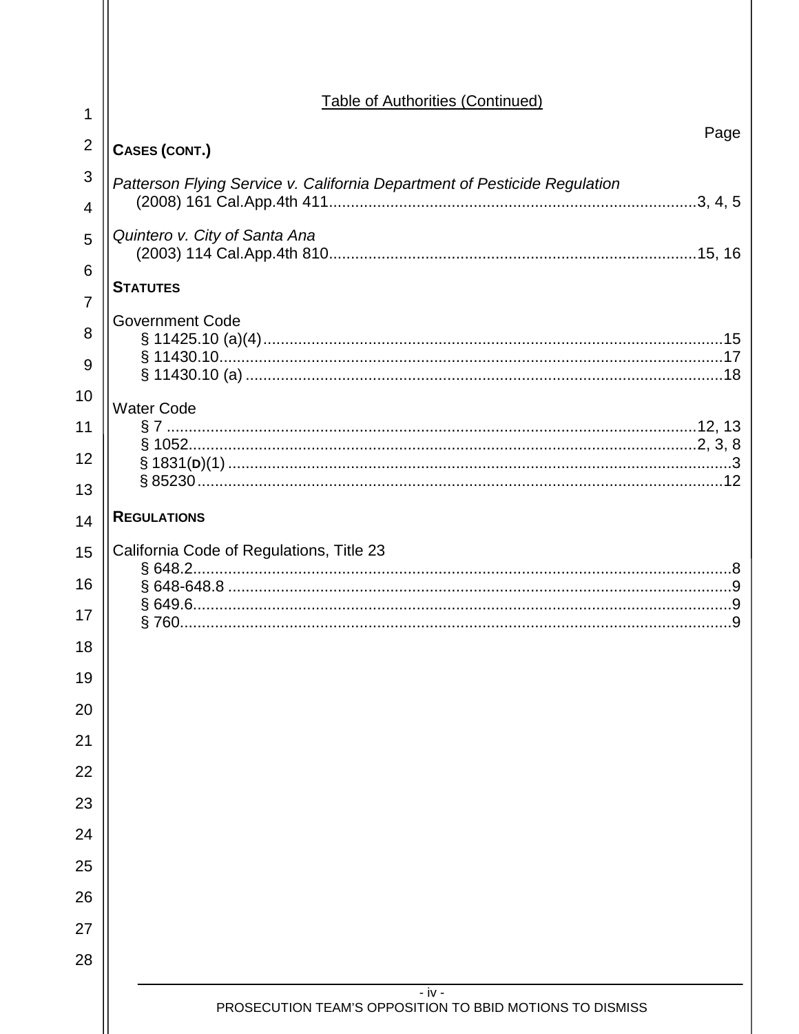Table of Authorities (Continued)

Page

**CASES (CONT.)**

*Patterson Flying Service v. California Department of Pesticide Regulation*
(2008) 161 Cal.App.4th 411....................................................................................3, 4, 5

*Quintero v. City of Santa Ana*
(2003) 114 Cal.App.4th 810...................................................................................15, 16

**STATUTES**

Government Code
§ 11425.10 (a)(4)........................................................................................................15
§ 11430.10.................................................................................................................17
§ 11430.10 (a) ...........................................................................................................18

Water Code
§ 7 ........................................................................................................................12, 13
§ 1052.................................................................................................................2, 3, 8
§ 1831(d)(1) .................................................................................................................3
§ 85230.......................................................................................................................12

**REGULATIONS**

California Code of Regulations, Title 23
§ 648.2..........................................................................................................................8
§ 648-648.8 ..................................................................................................................9
§ 649.6..........................................................................................................................9
§ 760.............................................................................................................................9

PROSECUTION TEAM'S OPPOSITION TO BBID MOTIONS TO DISMISS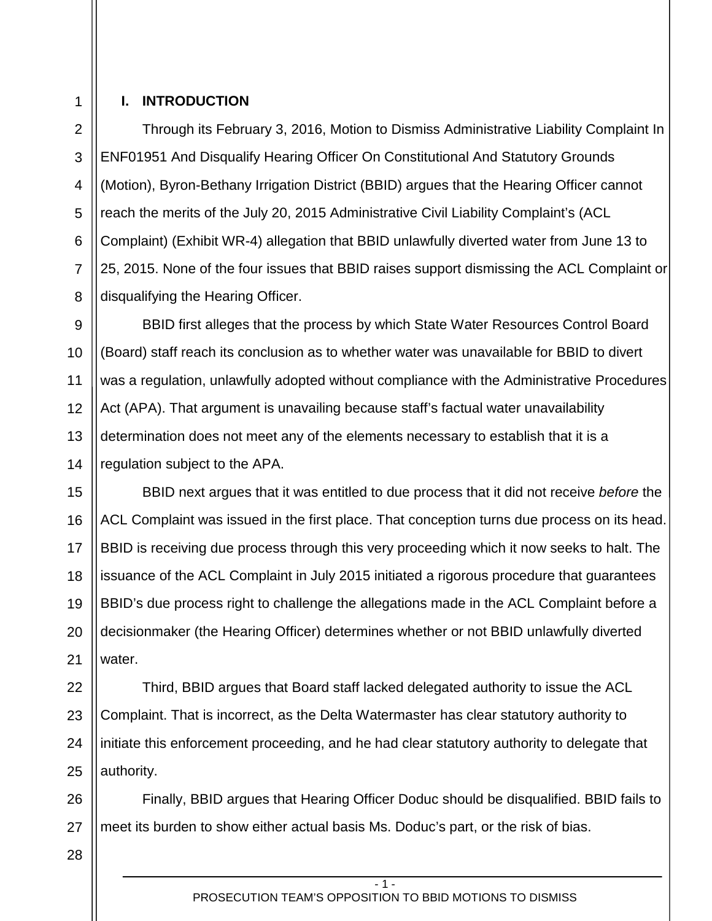## I. INTRODUCTION

Through its February 3, 2016, Motion to Dismiss Administrative Liability Complaint In ENF01951 And Disqualify Hearing Officer On Constitutional And Statutory Grounds (Motion), Byron-Bethany Irrigation District (BBID) argues that the Hearing Officer cannot reach the merits of the July 20, 2015 Administrative Civil Liability Complaint's (ACL Complaint) (Exhibit WR-4) allegation that BBID unlawfully diverted water from June 13 to 25, 2015. None of the four issues that BBID raises support dismissing the ACL Complaint or disqualifying the Hearing Officer.

BBID first alleges that the process by which State Water Resources Control Board (Board) staff reach its conclusion as to whether water was unavailable for BBID to divert was a regulation, unlawfully adopted without compliance with the Administrative Procedures Act (APA). That argument is unavailing because staff's factual water unavailability determination does not meet any of the elements necessary to establish that it is a regulation subject to the APA.

BBID next argues that it was entitled to due process that it did not receive *before* the ACL Complaint was issued in the first place. That conception turns due process on its head. BBID is receiving due process through this very proceeding which it now seeks to halt. The issuance of the ACL Complaint in July 2015 initiated a rigorous procedure that guarantees BBID's due process right to challenge the allegations made in the ACL Complaint before a decisionmaker (the Hearing Officer) determines whether or not BBID unlawfully diverted water.

Third, BBID argues that Board staff lacked delegated authority to issue the ACL Complaint. That is incorrect, as the Delta Watermaster has clear statutory authority to initiate this enforcement proceeding, and he had clear statutory authority to delegate that authority.

Finally, BBID argues that Hearing Officer Doduc should be disqualified. BBID fails to meet its burden to show either actual basis Ms. Doduc's part, or the risk of bias.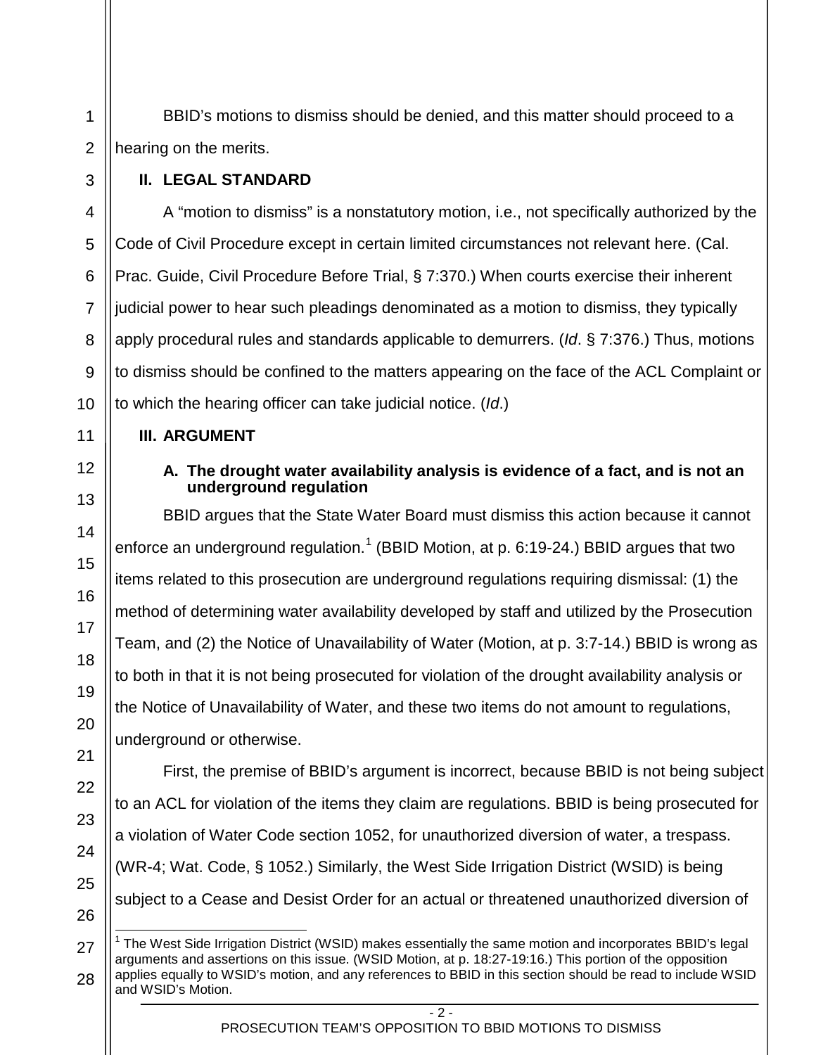BBID's motions to dismiss should be denied, and this matter should proceed to a hearing on the merits.

## II. LEGAL STANDARD

A "motion to dismiss" is a nonstatutory motion, i.e., not specifically authorized by the Code of Civil Procedure except in certain limited circumstances not relevant here. (Cal. Prac. Guide, Civil Procedure Before Trial, § 7:370.) When courts exercise their inherent judicial power to hear such pleadings denominated as a motion to dismiss, they typically apply procedural rules and standards applicable to demurrers. (*Id*. § 7:376.) Thus, motions to dismiss should be confined to the matters appearing on the face of the ACL Complaint or to which the hearing officer can take judicial notice. (*Id*.)

## III. ARGUMENT

### A. The drought water availability analysis is evidence of a fact, and is not an underground regulation

BBID argues that the State Water Board must dismiss this action because it cannot enforce an underground regulation.[1] (BBID Motion, at p. 6:19-24.) BBID argues that two items related to this prosecution are underground regulations requiring dismissal: (1) the method of determining water availability developed by staff and utilized by the Prosecution Team, and (2) the Notice of Unavailability of Water (Motion, at p. 3:7-14.) BBID is wrong as to both in that it is not being prosecuted for violation of the drought availability analysis or the Notice of Unavailability of Water, and these two items do not amount to regulations, underground or otherwise.

First, the premise of BBID's argument is incorrect, because BBID is not being subject to an ACL for violation of the items they claim are regulations. BBID is being prosecuted for a violation of Water Code section 1052, for unauthorized diversion of water, a trespass. (WR-4; Wat. Code, § 1052.) Similarly, the West Side Irrigation District (WSID) is being subject to a Cease and Desist Order for an actual or threatened unauthorized diversion of

[1] The West Side Irrigation District (WSID) makes essentially the same motion and incorporates BBID's legal arguments and assertions on this issue. (WSID Motion, at p. 18:27-19:16.) This portion of the opposition applies equally to WSID's motion, and any references to BBID in this section should be read to include WSID and WSID's Motion.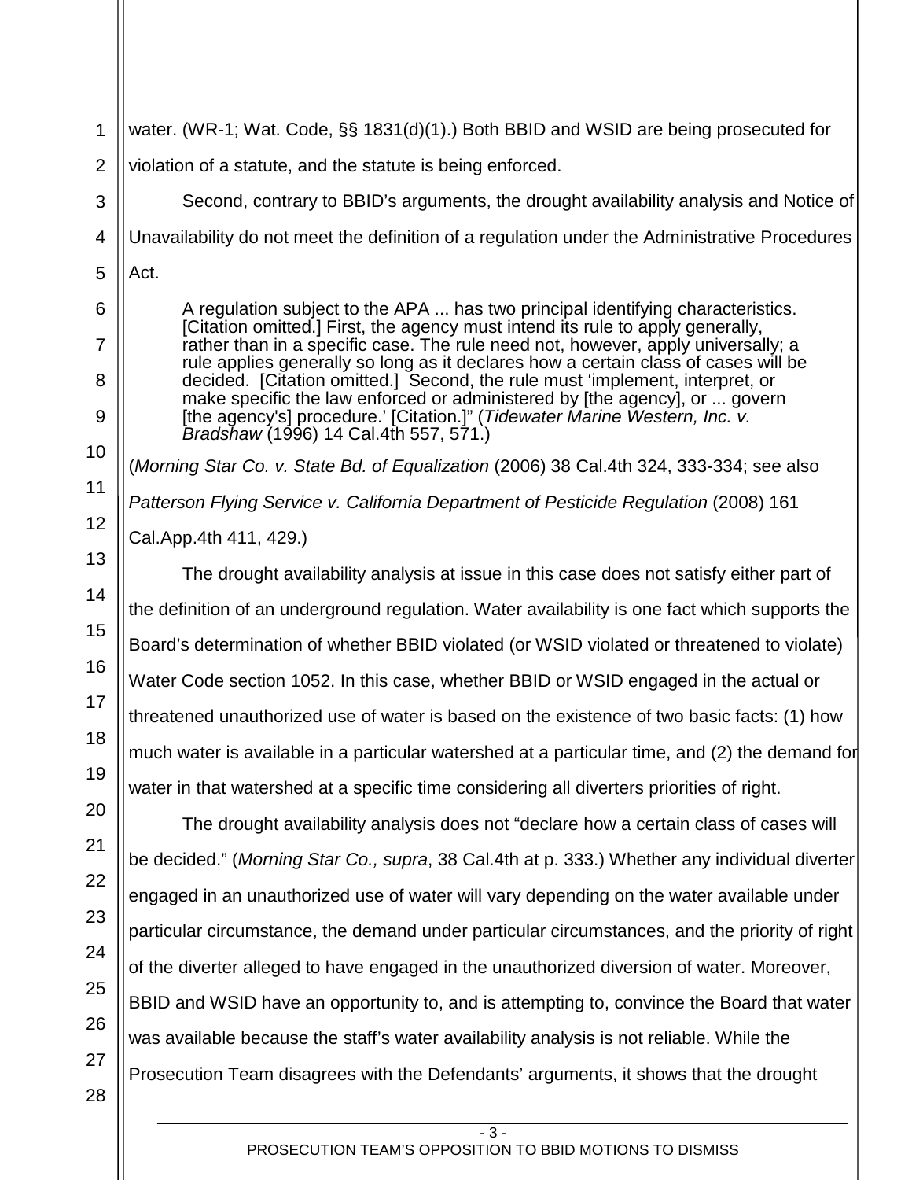water. (WR-1; Wat. Code, §§ 1831(d)(1).) Both BBID and WSID are being prosecuted for violation of a statute, and the statute is being enforced.

Second, contrary to BBID's arguments, the drought availability analysis and Notice of Unavailability do not meet the definition of a regulation under the Administrative Procedures Act.

> A regulation subject to the APA ... has two principal identifying characteristics. [Citation omitted.] First, the agency must intend its rule to apply generally, rather than in a specific case. The rule need not, however, apply universally; a rule applies generally so long as it declares how a certain class of cases will be decided. [Citation omitted.] Second, the rule must 'implement, interpret, or make specific the law enforced or administered by [the agency], or ... govern [the agency's] procedure.' [Citation.]" (*Tidewater Marine Western, Inc. v. Bradshaw* (1996) 14 Cal.4th 557, 571.)

(*Morning Star Co. v. State Bd. of Equalization* (2006) 38 Cal.4th 324, 333-334; see also *Patterson Flying Service v. California Department of Pesticide Regulation* (2008) 161 Cal.App.4th 411, 429.)

The drought availability analysis at issue in this case does not satisfy either part of the definition of an underground regulation. Water availability is one fact which supports the Board's determination of whether BBID violated (or WSID violated or threatened to violate) Water Code section 1052. In this case, whether BBID or WSID engaged in the actual or threatened unauthorized use of water is based on the existence of two basic facts: (1) how much water is available in a particular watershed at a particular time, and (2) the demand for water in that watershed at a specific time considering all diverters priorities of right.

The drought availability analysis does not "declare how a certain class of cases will be decided." (*Morning Star Co., supra*, 38 Cal.4th at p. 333.) Whether any individual diverter engaged in an unauthorized use of water will vary depending on the water available under particular circumstance, the demand under particular circumstances, and the priority of right of the diverter alleged to have engaged in the unauthorized diversion of water. Moreover, BBID and WSID have an opportunity to, and is attempting to, convince the Board that water was available because the staff's water availability analysis is not reliable. While the Prosecution Team disagrees with the Defendants' arguments, it shows that the drought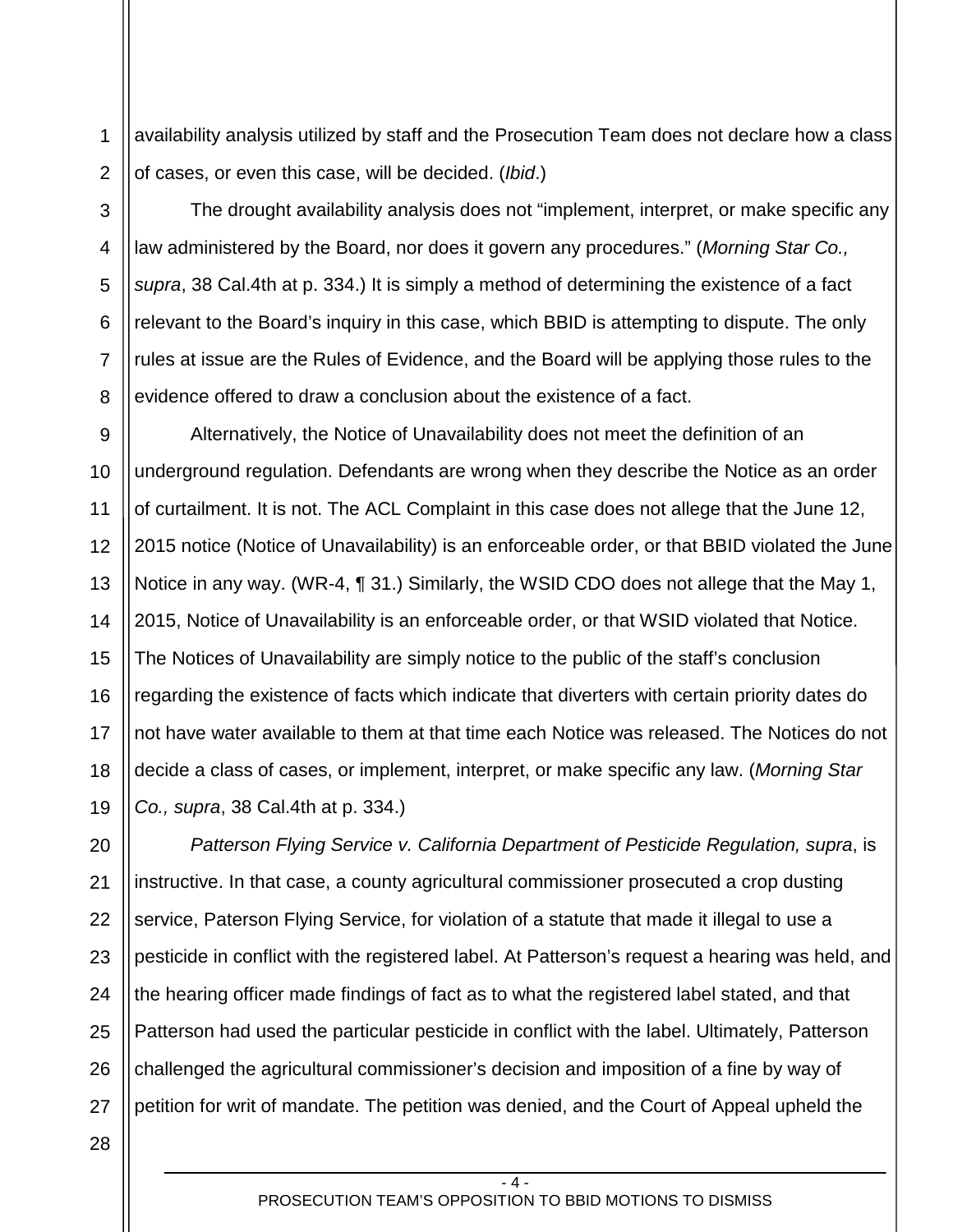availability analysis utilized by staff and the Prosecution Team does not declare how a class of cases, or even this case, will be decided. (*Ibid*.)

The drought availability analysis does not "implement, interpret, or make specific any law administered by the Board, nor does it govern any procedures." (*Morning Star Co., supra*, 38 Cal.4th at p. 334.) It is simply a method of determining the existence of a fact relevant to the Board's inquiry in this case, which BBID is attempting to dispute. The only rules at issue are the Rules of Evidence, and the Board will be applying those rules to the evidence offered to draw a conclusion about the existence of a fact.

Alternatively, the Notice of Unavailability does not meet the definition of an underground regulation. Defendants are wrong when they describe the Notice as an order of curtailment. It is not. The ACL Complaint in this case does not allege that the June 12, 2015 notice (Notice of Unavailability) is an enforceable order, or that BBID violated the June Notice in any way. (WR-4, ¶ 31.) Similarly, the WSID CDO does not allege that the May 1, 2015, Notice of Unavailability is an enforceable order, or that WSID violated that Notice. The Notices of Unavailability are simply notice to the public of the staff's conclusion regarding the existence of facts which indicate that diverters with certain priority dates do not have water available to them at that time each Notice was released. The Notices do not decide a class of cases, or implement, interpret, or make specific any law. (*Morning Star Co., supra*, 38 Cal.4th at p. 334.)

*Patterson Flying Service v. California Department of Pesticide Regulation, supra*, is instructive. In that case, a county agricultural commissioner prosecuted a crop dusting service, Paterson Flying Service, for violation of a statute that made it illegal to use a pesticide in conflict with the registered label. At Patterson's request a hearing was held, and the hearing officer made findings of fact as to what the registered label stated, and that Patterson had used the particular pesticide in conflict with the label. Ultimately, Patterson challenged the agricultural commissioner's decision and imposition of a fine by way of petition for writ of mandate. The petition was denied, and the Court of Appeal upheld the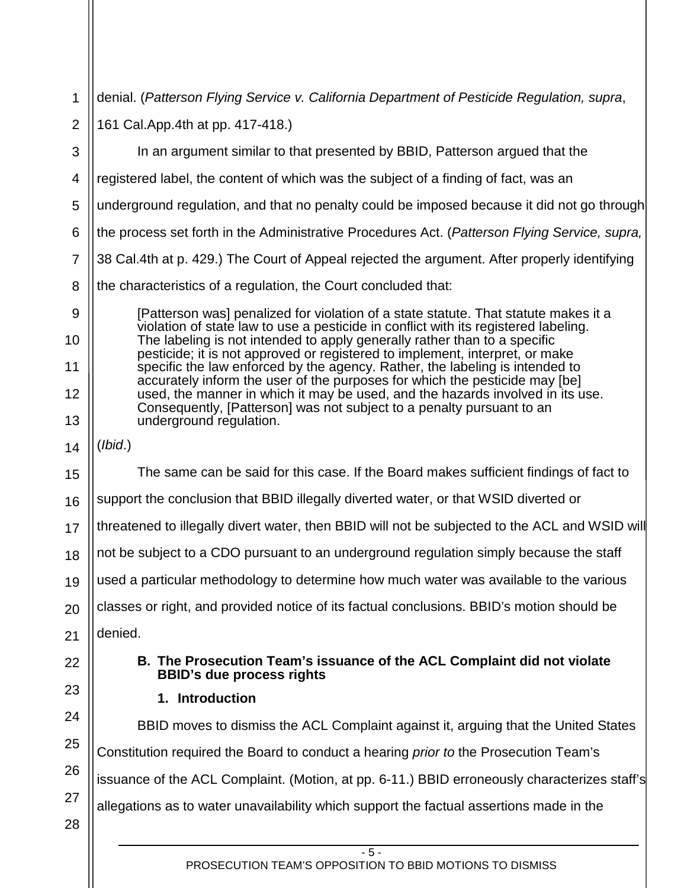denial. (*Patterson Flying Service v. California Department of Pesticide Regulation, supra*, 161 Cal.App.4th at pp. 417-418.)

In an argument similar to that presented by BBID, Patterson argued that the registered label, the content of which was the subject of a finding of fact, was an underground regulation, and that no penalty could be imposed because it did not go through the process set forth in the Administrative Procedures Act. (*Patterson Flying Service, supra,* 38 Cal.4th at p. 429.) The Court of Appeal rejected the argument. After properly identifying the characteristics of a regulation, the Court concluded that:

> [Patterson was] penalized for violation of a state statute. That statute makes it a violation of state law to use a pesticide in conflict with its registered labeling. The labeling is not intended to apply generally rather than to a specific pesticide; it is not approved or registered to implement, interpret, or make specific the law enforced by the agency. Rather, the labeling is intended to accurately inform the user of the purposes for which the pesticide may [be] used, the manner in which it may be used, and the hazards involved in its use. Consequently, [Patterson] was not subject to a penalty pursuant to an underground regulation.

(*Ibid*.)

The same can be said for this case. If the Board makes sufficient findings of fact to support the conclusion that BBID illegally diverted water, or that WSID diverted or threatened to illegally divert water, then BBID will not be subjected to the ACL and WSID will not be subject to a CDO pursuant to an underground regulation simply because the staff used a particular methodology to determine how much water was available to the various classes or right, and provided notice of its factual conclusions. BBID's motion should be denied.

### B. The Prosecution Team's issuance of the ACL Complaint did not violate BBID's due process rights

#### 1. Introduction

BBID moves to dismiss the ACL Complaint against it, arguing that the United States Constitution required the Board to conduct a hearing *prior to* the Prosecution Team's issuance of the ACL Complaint. (Motion, at pp. 6-11.) BBID erroneously characterizes staff's allegations as to water unavailability which support the factual assertions made in the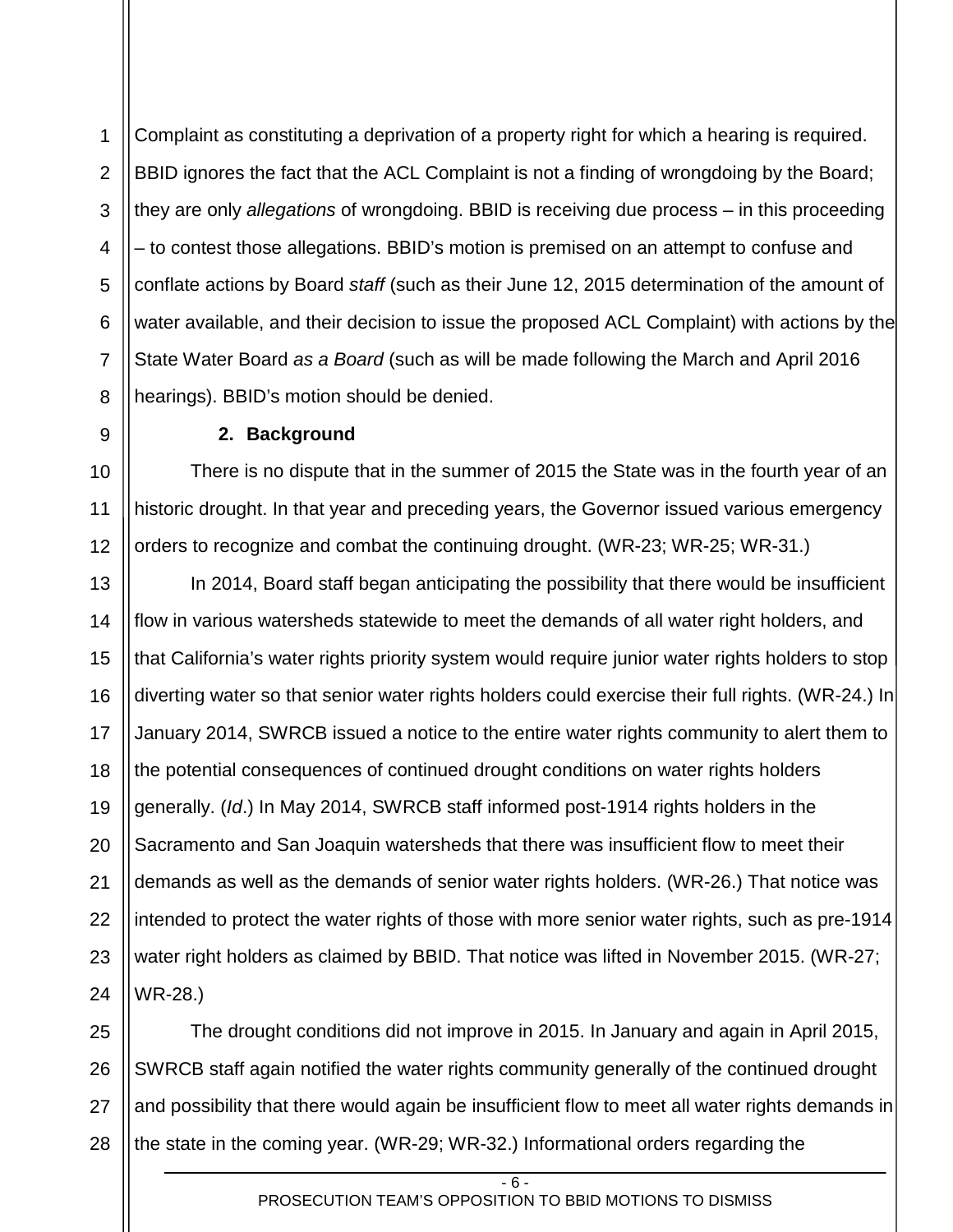Complaint as constituting a deprivation of a property right for which a hearing is required. BBID ignores the fact that the ACL Complaint is not a finding of wrongdoing by the Board; they are only *allegations* of wrongdoing. BBID is receiving due process – in this proceeding – to contest those allegations. BBID's motion is premised on an attempt to confuse and conflate actions by Board *staff* (such as their June 12, 2015 determination of the amount of water available, and their decision to issue the proposed ACL Complaint) with actions by the State Water Board *as a Board* (such as will be made following the March and April 2016 hearings). BBID's motion should be denied.

**2. Background**

There is no dispute that in the summer of 2015 the State was in the fourth year of an historic drought. In that year and preceding years, the Governor issued various emergency orders to recognize and combat the continuing drought. (WR-23; WR-25; WR-31.)

In 2014, Board staff began anticipating the possibility that there would be insufficient flow in various watersheds statewide to meet the demands of all water right holders, and that California's water rights priority system would require junior water rights holders to stop diverting water so that senior water rights holders could exercise their full rights. (WR-24.) In January 2014, SWRCB issued a notice to the entire water rights community to alert them to the potential consequences of continued drought conditions on water rights holders generally. (*Id*.) In May 2014, SWRCB staff informed post-1914 rights holders in the Sacramento and San Joaquin watersheds that there was insufficient flow to meet their demands as well as the demands of senior water rights holders. (WR-26.) That notice was intended to protect the water rights of those with more senior water rights, such as pre-1914 water right holders as claimed by BBID. That notice was lifted in November 2015. (WR-27; WR-28.)

The drought conditions did not improve in 2015. In January and again in April 2015, SWRCB staff again notified the water rights community generally of the continued drought and possibility that there would again be insufficient flow to meet all water rights demands in the state in the coming year. (WR-29; WR-32.) Informational orders regarding the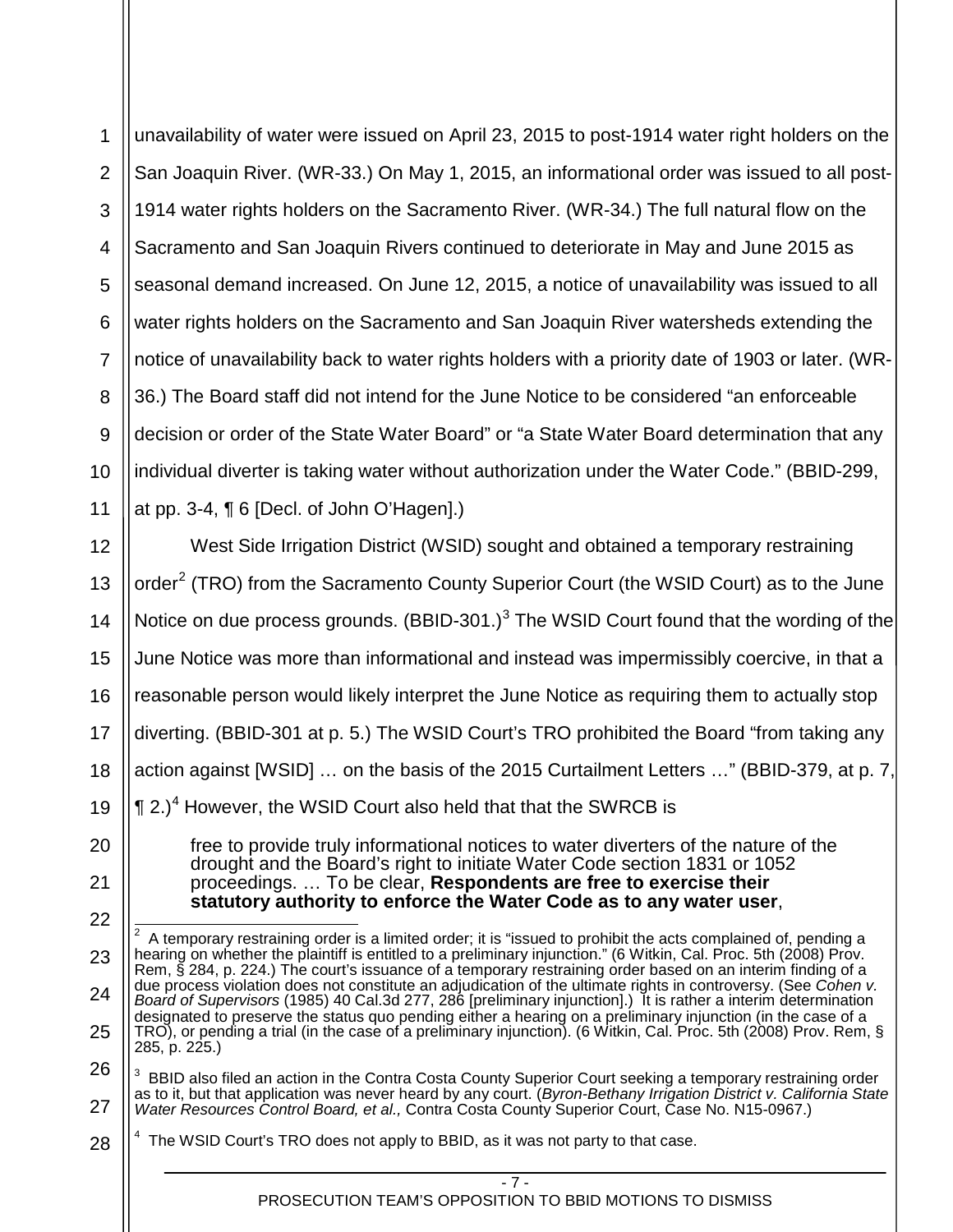unavailability of water were issued on April 23, 2015 to post-1914 water right holders on the San Joaquin River. (WR-33.) On May 1, 2015, an informational order was issued to all post-1914 water rights holders on the Sacramento River. (WR-34.) The full natural flow on the Sacramento and San Joaquin Rivers continued to deteriorate in May and June 2015 as seasonal demand increased. On June 12, 2015, a notice of unavailability was issued to all water rights holders on the Sacramento and San Joaquin River watersheds extending the notice of unavailability back to water rights holders with a priority date of 1903 or later. (WR-36.) The Board staff did not intend for the June Notice to be considered "an enforceable decision or order of the State Water Board" or "a State Water Board determination that any individual diverter is taking water without authorization under the Water Code." (BBID-299, at pp. 3-4, ¶ 6 [Decl. of John O'Hagen].)

West Side Irrigation District (WSID) sought and obtained a temporary restraining order[2] (TRO) from the Sacramento County Superior Court (the WSID Court) as to the June Notice on due process grounds. (BBID-301.)[3] The WSID Court found that the wording of the June Notice was more than informational and instead was impermissibly coercive, in that a reasonable person would likely interpret the June Notice as requiring them to actually stop diverting. (BBID-301 at p. 5.) The WSID Court's TRO prohibited the Board "from taking any action against [WSID] … on the basis of the 2015 Curtailment Letters …" (BBID-379, at p. 7, ¶ 2.)[4] However, the WSID Court also held that that the SWRCB is

> free to provide truly informational notices to water diverters of the nature of the drought and the Board's right to initiate Water Code section 1831 or 1052 proceedings. … To be clear, **Respondents are free to exercise their statutory authority to enforce the Water Code as to any water user**,

---

[2] A temporary restraining order is a limited order; it is "issued to prohibit the acts complained of, pending a hearing on whether the plaintiff is entitled to a preliminary injunction." (6 Witkin, Cal. Proc. 5th (2008) Prov. Rem, § 284, p. 224.) The court's issuance of a temporary restraining order based on an interim finding of a due process violation does not constitute an adjudication of the ultimate rights in controversy. (See *Cohen v. Board of Supervisors* (1985) 40 Cal.3d 277, 286 [preliminary injunction].) It is rather a interim determination designated to preserve the status quo pending either a hearing on a preliminary injunction (in the case of a TRO), or pending a trial (in the case of a preliminary injunction). (6 Witkin, Cal. Proc. 5th (2008) Prov. Rem, § 285, p. 225.)

[3] BBID also filed an action in the Contra Costa County Superior Court seeking a temporary restraining order as to it, but that application was never heard by any court. (*Byron-Bethany Irrigation District v. California State Water Resources Control Board, et al.,* Contra Costa County Superior Court, Case No. N15-0967.)

[4] The WSID Court's TRO does not apply to BBID, as it was not party to that case.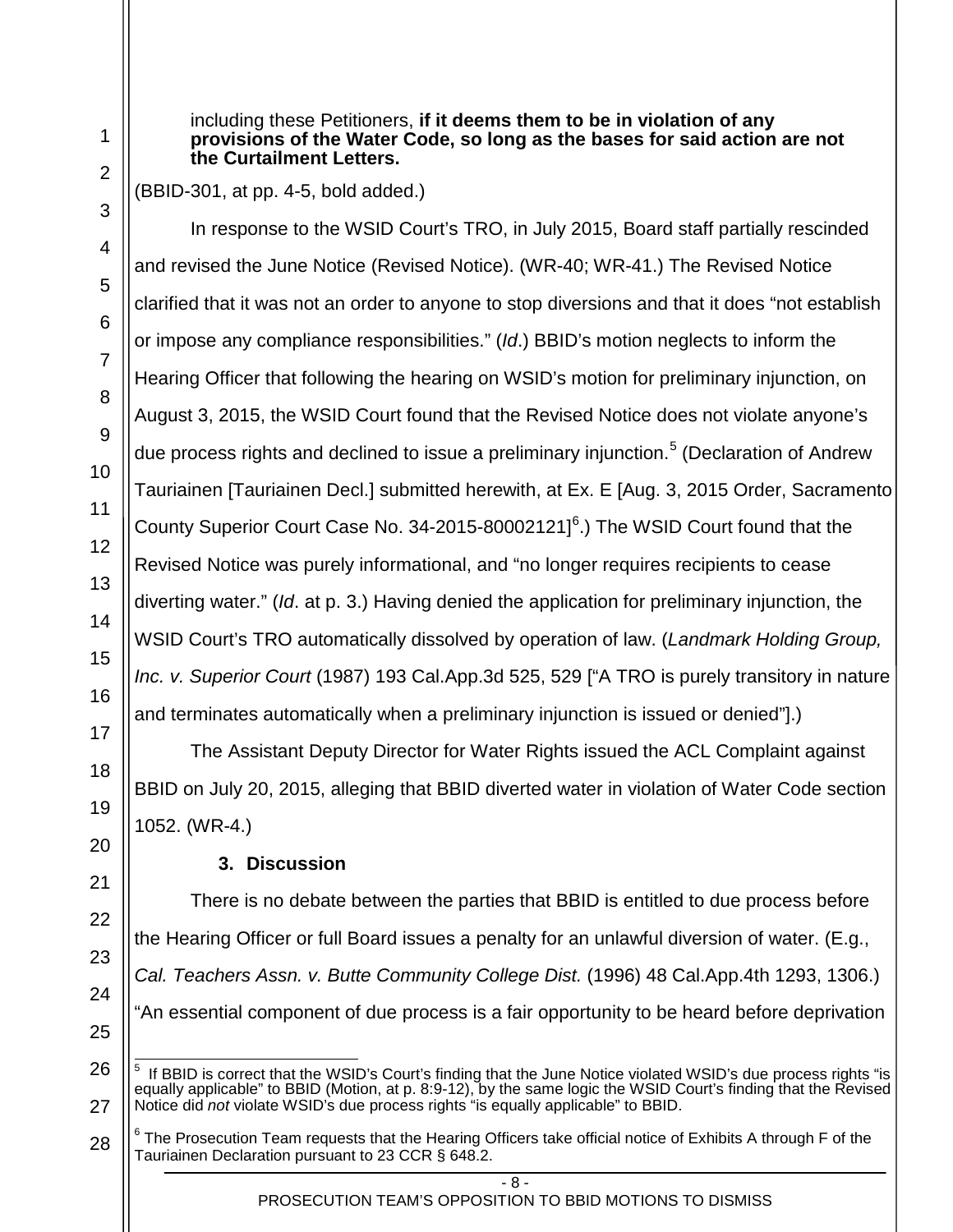> including these Petitioners, **if it deems them to be in violation of any provisions of the Water Code, so long as the bases for said action are not the Curtailment Letters.**

(BBID-301, at pp. 4-5, bold added.)

In response to the WSID Court's TRO, in July 2015, Board staff partially rescinded and revised the June Notice (Revised Notice). (WR-40; WR-41.) The Revised Notice clarified that it was not an order to anyone to stop diversions and that it does "not establish or impose any compliance responsibilities." (*Id*.) BBID's motion neglects to inform the Hearing Officer that following the hearing on WSID's motion for preliminary injunction, on August 3, 2015, the WSID Court found that the Revised Notice does not violate anyone's due process rights and declined to issue a preliminary injunction.[5] (Declaration of Andrew Tauriainen [Tauriainen Decl.] submitted herewith, at Ex. E [Aug. 3, 2015 Order, Sacramento County Superior Court Case No. 34-2015-80002121][6].) The WSID Court found that the Revised Notice was purely informational, and "no longer requires recipients to cease diverting water." (*Id*. at p. 3.) Having denied the application for preliminary injunction, the WSID Court's TRO automatically dissolved by operation of law. (*Landmark Holding Group, Inc. v. Superior Court* (1987) 193 Cal.App.3d 525, 529 ["A TRO is purely transitory in nature and terminates automatically when a preliminary injunction is issued or denied"].)

The Assistant Deputy Director for Water Rights issued the ACL Complaint against BBID on July 20, 2015, alleging that BBID diverted water in violation of Water Code section 1052. (WR-4.)

### 3. Discussion

There is no debate between the parties that BBID is entitled to due process before the Hearing Officer or full Board issues a penalty for an unlawful diversion of water. (E.g., *Cal. Teachers Assn. v. Butte Community College Dist.* (1996) 48 Cal.App.4th 1293, 1306.) "An essential component of due process is a fair opportunity to be heard before deprivation

---

[5] If BBID is correct that the WSID's Court's finding that the June Notice violated WSID's due process rights "is equally applicable" to BBID (Motion, at p. 8:9-12), by the same logic the WSID Court's finding that the Revised Notice did *not* violate WSID's due process rights "is equally applicable" to BBID.

[6] The Prosecution Team requests that the Hearing Officers take official notice of Exhibits A through F of the Tauriainen Declaration pursuant to 23 CCR § 648.2.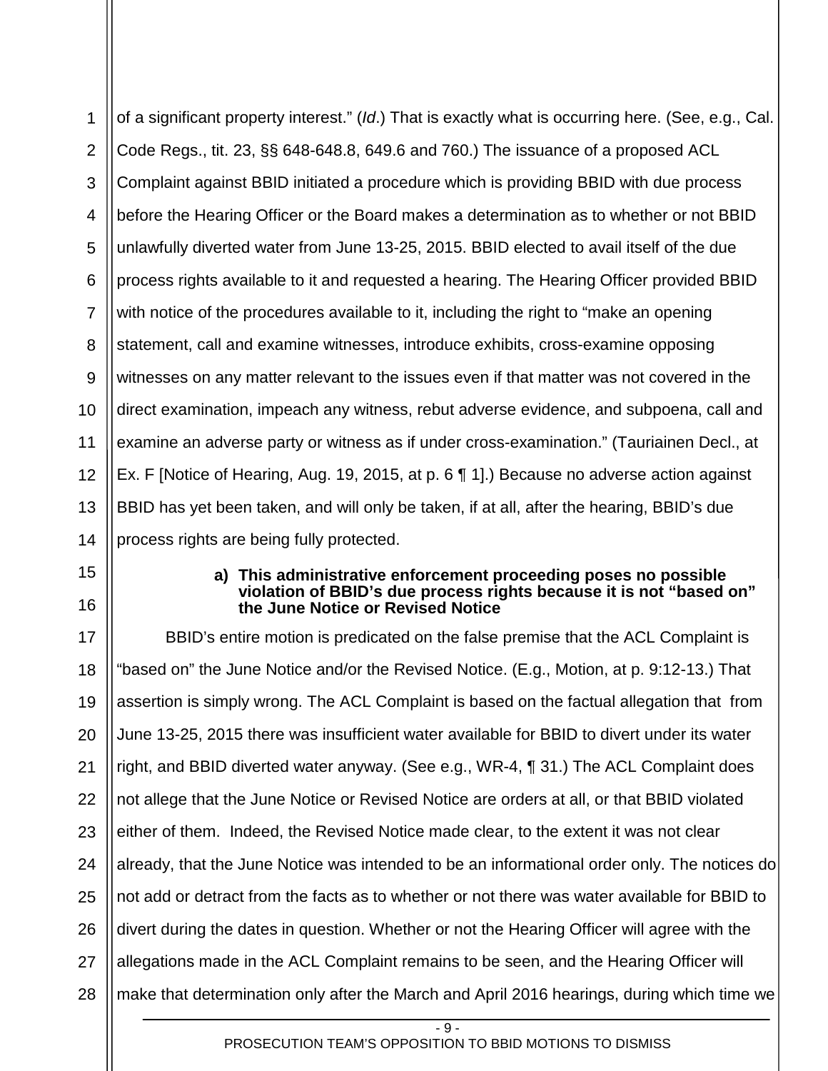of a significant property interest." (*Id*.) That is exactly what is occurring here. (See, e.g., Cal. Code Regs., tit. 23, §§ 648-648.8, 649.6 and 760.) The issuance of a proposed ACL Complaint against BBID initiated a procedure which is providing BBID with due process before the Hearing Officer or the Board makes a determination as to whether or not BBID unlawfully diverted water from June 13-25, 2015. BBID elected to avail itself of the due process rights available to it and requested a hearing. The Hearing Officer provided BBID with notice of the procedures available to it, including the right to "make an opening statement, call and examine witnesses, introduce exhibits, cross-examine opposing witnesses on any matter relevant to the issues even if that matter was not covered in the direct examination, impeach any witness, rebut adverse evidence, and subpoena, call and examine an adverse party or witness as if under cross-examination." (Tauriainen Decl., at Ex. F [Notice of Hearing, Aug. 19, 2015, at p. 6 ¶ 1].) Because no adverse action against BBID has yet been taken, and will only be taken, if at all, after the hearing, BBID's due process rights are being fully protected.

#### a) This administrative enforcement proceeding poses no possible violation of BBID's due process rights because it is not "based on" the June Notice or Revised Notice

BBID's entire motion is predicated on the false premise that the ACL Complaint is "based on" the June Notice and/or the Revised Notice. (E.g., Motion, at p. 9:12-13.) That assertion is simply wrong. The ACL Complaint is based on the factual allegation that from June 13-25, 2015 there was insufficient water available for BBID to divert under its water right, and BBID diverted water anyway. (See e.g., WR-4, ¶ 31.) The ACL Complaint does not allege that the June Notice or Revised Notice are orders at all, or that BBID violated either of them. Indeed, the Revised Notice made clear, to the extent it was not clear already, that the June Notice was intended to be an informational order only. The notices do not add or detract from the facts as to whether or not there was water available for BBID to divert during the dates in question. Whether or not the Hearing Officer will agree with the allegations made in the ACL Complaint remains to be seen, and the Hearing Officer will make that determination only after the March and April 2016 hearings, during which time we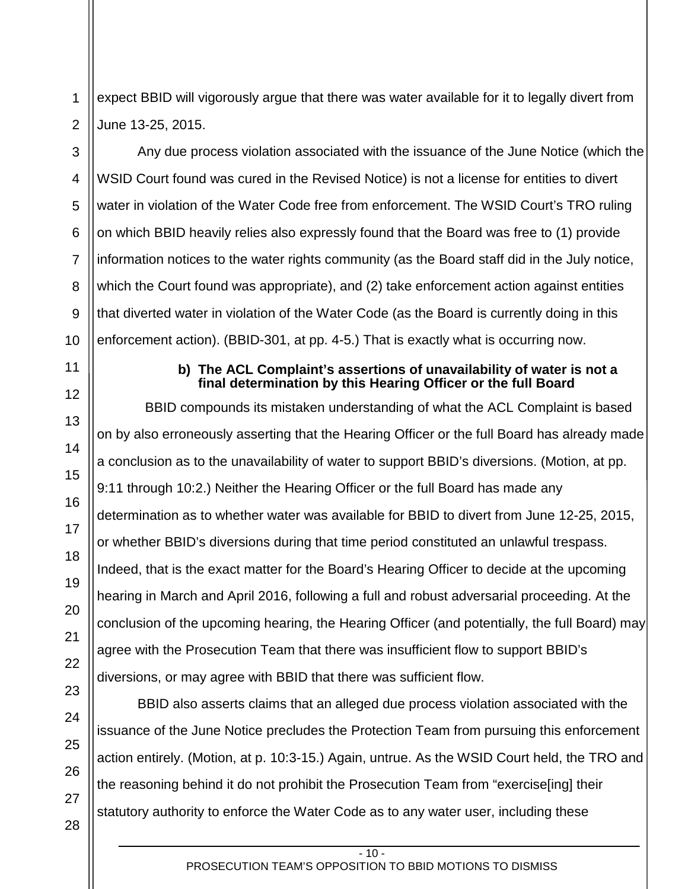expect BBID will vigorously argue that there was water available for it to legally divert from June 13-25, 2015.

Any due process violation associated with the issuance of the June Notice (which the WSID Court found was cured in the Revised Notice) is not a license for entities to divert water in violation of the Water Code free from enforcement. The WSID Court's TRO ruling on which BBID heavily relies also expressly found that the Board was free to (1) provide information notices to the water rights community (as the Board staff did in the July notice, which the Court found was appropriate), and (2) take enforcement action against entities that diverted water in violation of the Water Code (as the Board is currently doing in this enforcement action). (BBID-301, at pp. 4-5.) That is exactly what is occurring now.

**b) The ACL Complaint's assertions of unavailability of water is not a final determination by this Hearing Officer or the full Board**

BBID compounds its mistaken understanding of what the ACL Complaint is based on by also erroneously asserting that the Hearing Officer or the full Board has already made a conclusion as to the unavailability of water to support BBID's diversions. (Motion, at pp. 9:11 through 10:2.) Neither the Hearing Officer or the full Board has made any determination as to whether water was available for BBID to divert from June 12-25, 2015, or whether BBID's diversions during that time period constituted an unlawful trespass. Indeed, that is the exact matter for the Board's Hearing Officer to decide at the upcoming hearing in March and April 2016, following a full and robust adversarial proceeding. At the conclusion of the upcoming hearing, the Hearing Officer (and potentially, the full Board) may agree with the Prosecution Team that there was insufficient flow to support BBID's diversions, or may agree with BBID that there was sufficient flow.

BBID also asserts claims that an alleged due process violation associated with the issuance of the June Notice precludes the Protection Team from pursuing this enforcement action entirely. (Motion, at p. 10:3-15.) Again, untrue. As the WSID Court held, the TRO and the reasoning behind it do not prohibit the Prosecution Team from "exercise[ing] their statutory authority to enforce the Water Code as to any water user, including these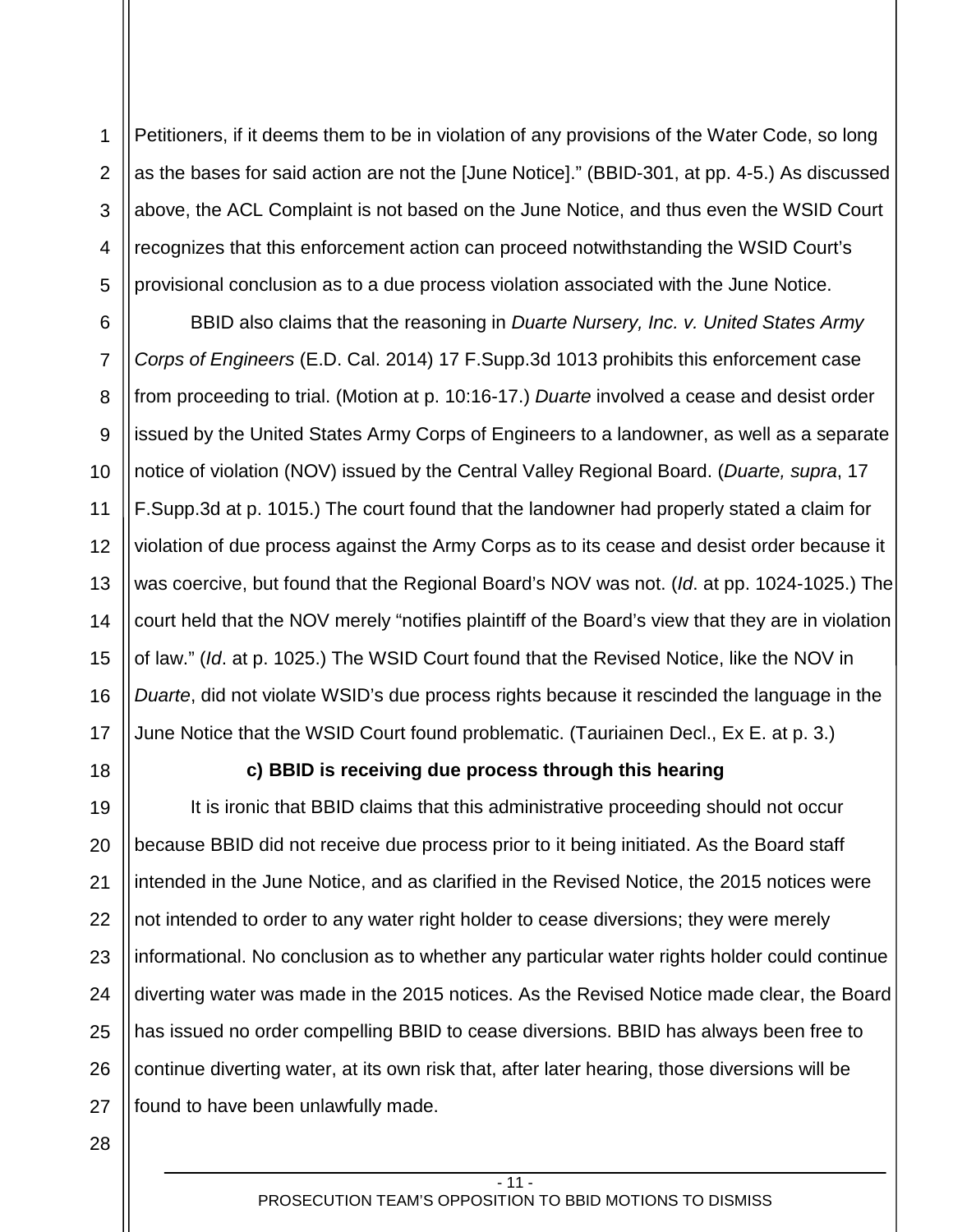Petitioners, if it deems them to be in violation of any provisions of the Water Code, so long as the bases for said action are not the [June Notice]." (BBID-301, at pp. 4-5.) As discussed above, the ACL Complaint is not based on the June Notice, and thus even the WSID Court recognizes that this enforcement action can proceed notwithstanding the WSID Court's provisional conclusion as to a due process violation associated with the June Notice.

BBID also claims that the reasoning in *Duarte Nursery, Inc. v. United States Army Corps of Engineers* (E.D. Cal. 2014) 17 F.Supp.3d 1013 prohibits this enforcement case from proceeding to trial. (Motion at p. 10:16-17.) *Duarte* involved a cease and desist order issued by the United States Army Corps of Engineers to a landowner, as well as a separate notice of violation (NOV) issued by the Central Valley Regional Board. (*Duarte, supra*, 17 F.Supp.3d at p. 1015.) The court found that the landowner had properly stated a claim for violation of due process against the Army Corps as to its cease and desist order because it was coercive, but found that the Regional Board's NOV was not. (*Id*. at pp. 1024-1025.) The court held that the NOV merely "notifies plaintiff of the Board's view that they are in violation of law." (*Id*. at p. 1025.) The WSID Court found that the Revised Notice, like the NOV in *Duarte*, did not violate WSID's due process rights because it rescinded the language in the June Notice that the WSID Court found problematic. (Tauriainen Decl., Ex E. at p. 3.)

**c) BBID is receiving due process through this hearing**

It is ironic that BBID claims that this administrative proceeding should not occur because BBID did not receive due process prior to it being initiated. As the Board staff intended in the June Notice, and as clarified in the Revised Notice, the 2015 notices were not intended to order to any water right holder to cease diversions; they were merely informational. No conclusion as to whether any particular water rights holder could continue diverting water was made in the 2015 notices. As the Revised Notice made clear, the Board has issued no order compelling BBID to cease diversions. BBID has always been free to continue diverting water, at its own risk that, after later hearing, those diversions will be found to have been unlawfully made.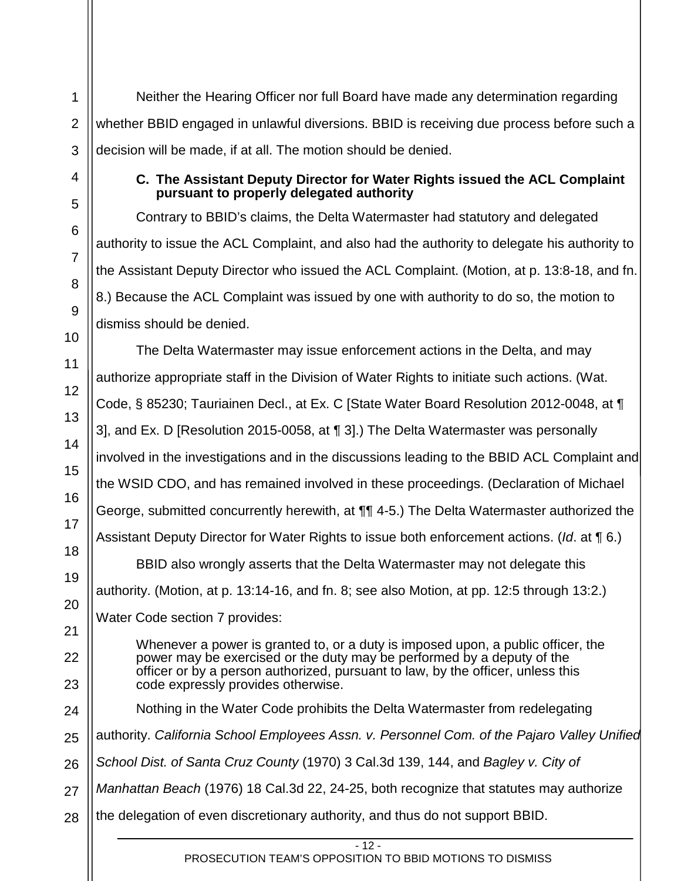Neither the Hearing Officer nor full Board have made any determination regarding whether BBID engaged in unlawful diversions. BBID is receiving due process before such a decision will be made, if at all. The motion should be denied.

### C. The Assistant Deputy Director for Water Rights issued the ACL Complaint pursuant to properly delegated authority

Contrary to BBID's claims, the Delta Watermaster had statutory and delegated authority to issue the ACL Complaint, and also had the authority to delegate his authority to the Assistant Deputy Director who issued the ACL Complaint. (Motion, at p. 13:8-18, and fn. 8.) Because the ACL Complaint was issued by one with authority to do so, the motion to dismiss should be denied.

The Delta Watermaster may issue enforcement actions in the Delta, and may authorize appropriate staff in the Division of Water Rights to initiate such actions. (Wat. Code, § 85230; Tauriainen Decl., at Ex. C [State Water Board Resolution 2012-0048, at ¶ 3], and Ex. D [Resolution 2015-0058, at ¶ 3].) The Delta Watermaster was personally involved in the investigations and in the discussions leading to the BBID ACL Complaint and the WSID CDO, and has remained involved in these proceedings. (Declaration of Michael George, submitted concurrently herewith, at ¶¶ 4-5.) The Delta Watermaster authorized the Assistant Deputy Director for Water Rights to issue both enforcement actions. (*Id*. at ¶ 6.)

BBID also wrongly asserts that the Delta Watermaster may not delegate this authority. (Motion, at p. 13:14-16, and fn. 8; see also Motion, at pp. 12:5 through 13:2.) Water Code section 7 provides:

> Whenever a power is granted to, or a duty is imposed upon, a public officer, the power may be exercised or the duty may be performed by a deputy of the officer or by a person authorized, pursuant to law, by the officer, unless this code expressly provides otherwise.

Nothing in the Water Code prohibits the Delta Watermaster from redelegating authority. *California School Employees Assn. v. Personnel Com. of the Pajaro Valley Unified School Dist. of Santa Cruz County* (1970) 3 Cal.3d 139, 144, and *Bagley v. City of Manhattan Beach* (1976) 18 Cal.3d 22, 24-25, both recognize that statutes may authorize the delegation of even discretionary authority, and thus do not support BBID.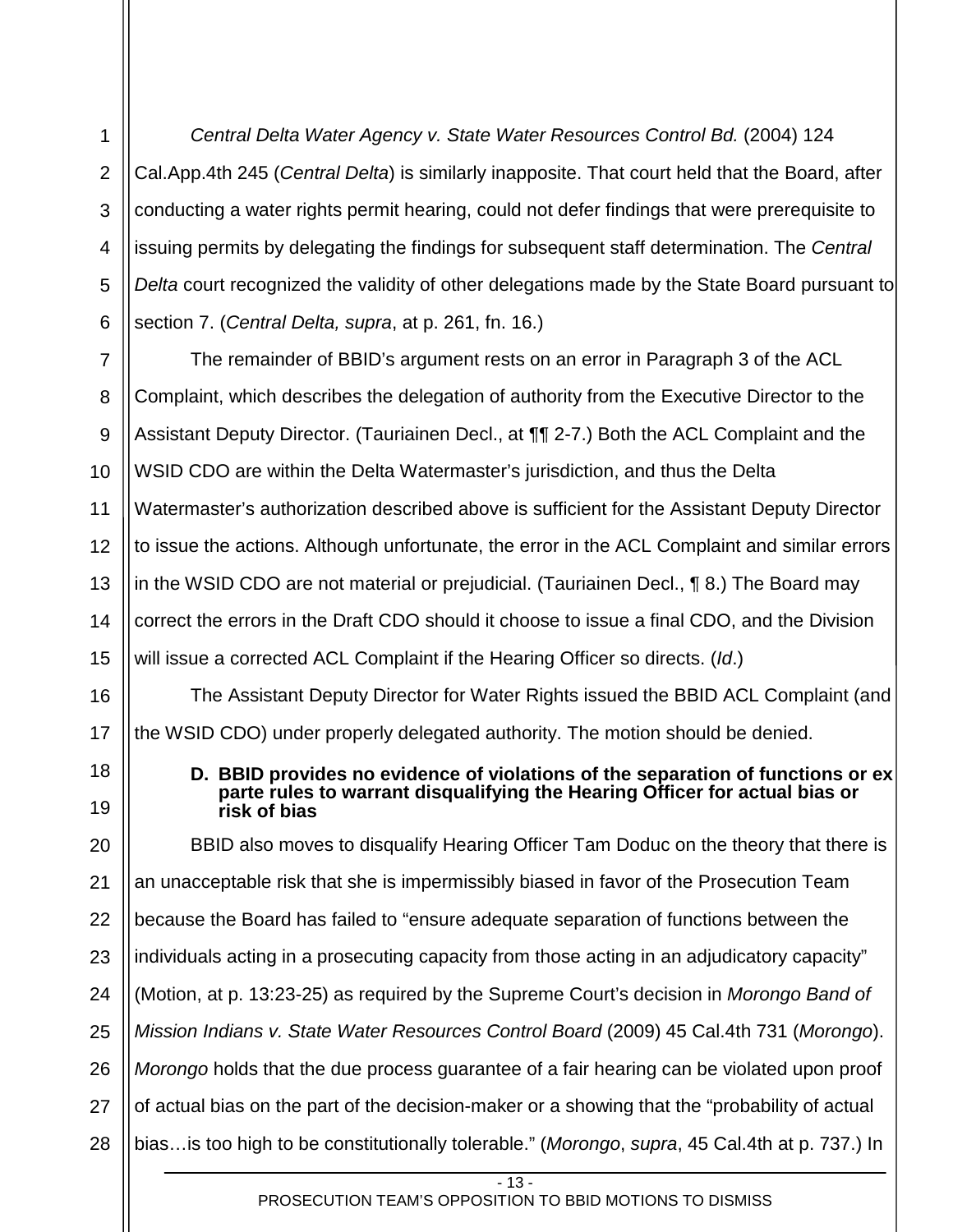*Central Delta Water Agency v. State Water Resources Control Bd.* (2004) 124 Cal.App.4th 245 (*Central Delta*) is similarly inapposite. That court held that the Board, after conducting a water rights permit hearing, could not defer findings that were prerequisite to issuing permits by delegating the findings for subsequent staff determination. The *Central Delta* court recognized the validity of other delegations made by the State Board pursuant to section 7. (*Central Delta, supra*, at p. 261, fn. 16.)

The remainder of BBID's argument rests on an error in Paragraph 3 of the ACL Complaint, which describes the delegation of authority from the Executive Director to the Assistant Deputy Director. (Tauriainen Decl., at ¶¶ 2-7.) Both the ACL Complaint and the WSID CDO are within the Delta Watermaster's jurisdiction, and thus the Delta Watermaster's authorization described above is sufficient for the Assistant Deputy Director to issue the actions. Although unfortunate, the error in the ACL Complaint and similar errors in the WSID CDO are not material or prejudicial. (Tauriainen Decl., ¶ 8.) The Board may correct the errors in the Draft CDO should it choose to issue a final CDO, and the Division will issue a corrected ACL Complaint if the Hearing Officer so directs. (*Id*.)

The Assistant Deputy Director for Water Rights issued the BBID ACL Complaint (and the WSID CDO) under properly delegated authority. The motion should be denied.

### D. BBID provides no evidence of violations of the separation of functions or ex parte rules to warrant disqualifying the Hearing Officer for actual bias or risk of bias

BBID also moves to disqualify Hearing Officer Tam Doduc on the theory that there is an unacceptable risk that she is impermissibly biased in favor of the Prosecution Team because the Board has failed to "ensure adequate separation of functions between the individuals acting in a prosecuting capacity from those acting in an adjudicatory capacity" (Motion, at p. 13:23-25) as required by the Supreme Court's decision in *Morongo Band of Mission Indians v. State Water Resources Control Board* (2009) 45 Cal.4th 731 (*Morongo*). *Morongo* holds that the due process guarantee of a fair hearing can be violated upon proof of actual bias on the part of the decision-maker or a showing that the "probability of actual bias…is too high to be constitutionally tolerable." (*Morongo*, *supra*, 45 Cal.4th at p. 737.) In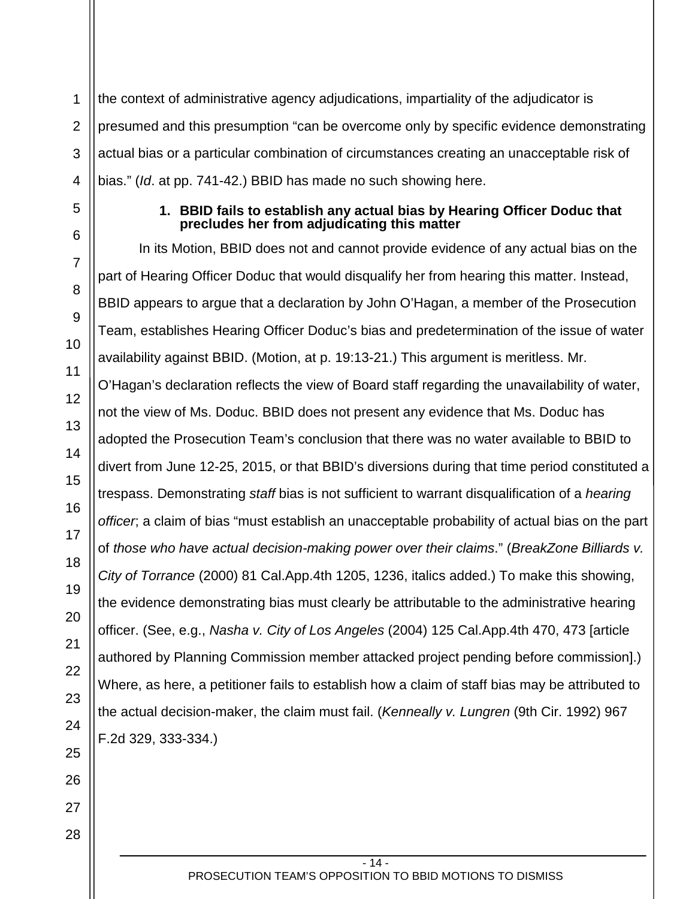the context of administrative agency adjudications, impartiality of the adjudicator is presumed and this presumption "can be overcome only by specific evidence demonstrating actual bias or a particular combination of circumstances creating an unacceptable risk of bias." (*Id*. at pp. 741-42.) BBID has made no such showing here.

### 1. BBID fails to establish any actual bias by Hearing Officer Doduc that precludes her from adjudicating this matter

In its Motion, BBID does not and cannot provide evidence of any actual bias on the part of Hearing Officer Doduc that would disqualify her from hearing this matter. Instead, BBID appears to argue that a declaration by John O'Hagan, a member of the Prosecution Team, establishes Hearing Officer Doduc's bias and predetermination of the issue of water availability against BBID. (Motion, at p. 19:13-21.) This argument is meritless. Mr. O'Hagan's declaration reflects the view of Board staff regarding the unavailability of water, not the view of Ms. Doduc. BBID does not present any evidence that Ms. Doduc has adopted the Prosecution Team's conclusion that there was no water available to BBID to divert from June 12-25, 2015, or that BBID's diversions during that time period constituted a trespass. Demonstrating *staff* bias is not sufficient to warrant disqualification of a *hearing officer*; a claim of bias "must establish an unacceptable probability of actual bias on the part of *those who have actual decision-making power over their claims*." (*BreakZone Billiards v. City of Torrance* (2000) 81 Cal.App.4th 1205, 1236, italics added.) To make this showing, the evidence demonstrating bias must clearly be attributable to the administrative hearing officer. (See, e.g., *Nasha v. City of Los Angeles* (2004) 125 Cal.App.4th 470, 473 [article authored by Planning Commission member attacked project pending before commission].) Where, as here, a petitioner fails to establish how a claim of staff bias may be attributed to the actual decision-maker, the claim must fail. (*Kenneally v. Lungren* (9th Cir. 1992) 967 F.2d 329, 333-334.)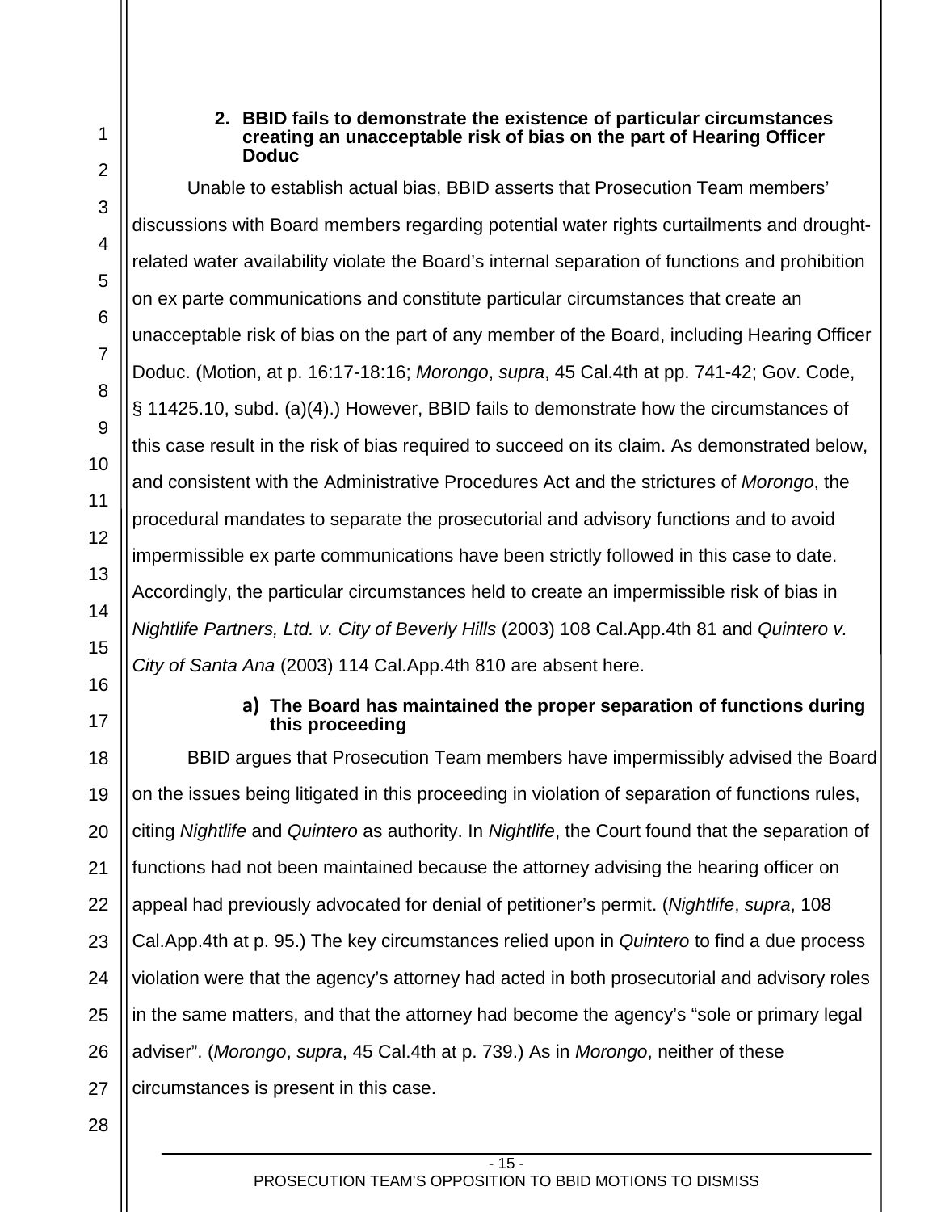### 2. BBID fails to demonstrate the existence of particular circumstances creating an unacceptable risk of bias on the part of Hearing Officer Doduc

Unable to establish actual bias, BBID asserts that Prosecution Team members' discussions with Board members regarding potential water rights curtailments and drought-related water availability violate the Board's internal separation of functions and prohibition on ex parte communications and constitute particular circumstances that create an unacceptable risk of bias on the part of any member of the Board, including Hearing Officer Doduc. (Motion, at p. 16:17-18:16; *Morongo*, *supra*, 45 Cal.4th at pp. 741-42; Gov. Code, § 11425.10, subd. (a)(4).) However, BBID fails to demonstrate how the circumstances of this case result in the risk of bias required to succeed on its claim. As demonstrated below, and consistent with the Administrative Procedures Act and the strictures of *Morongo*, the procedural mandates to separate the prosecutorial and advisory functions and to avoid impermissible ex parte communications have been strictly followed in this case to date. Accordingly, the particular circumstances held to create an impermissible risk of bias in *Nightlife Partners, Ltd. v. City of Beverly Hills* (2003) 108 Cal.App.4th 81 and *Quintero v. City of Santa Ana* (2003) 114 Cal.App.4th 810 are absent here.

#### a) The Board has maintained the proper separation of functions during this proceeding

BBID argues that Prosecution Team members have impermissibly advised the Board on the issues being litigated in this proceeding in violation of separation of functions rules, citing *Nightlife* and *Quintero* as authority. In *Nightlife*, the Court found that the separation of functions had not been maintained because the attorney advising the hearing officer on appeal had previously advocated for denial of petitioner's permit. (*Nightlife*, *supra*, 108 Cal.App.4th at p. 95.) The key circumstances relied upon in *Quintero* to find a due process violation were that the agency's attorney had acted in both prosecutorial and advisory roles in the same matters, and that the attorney had become the agency's "sole or primary legal adviser". (*Morongo*, *supra*, 45 Cal.4th at p. 739.) As in *Morongo*, neither of these circumstances is present in this case.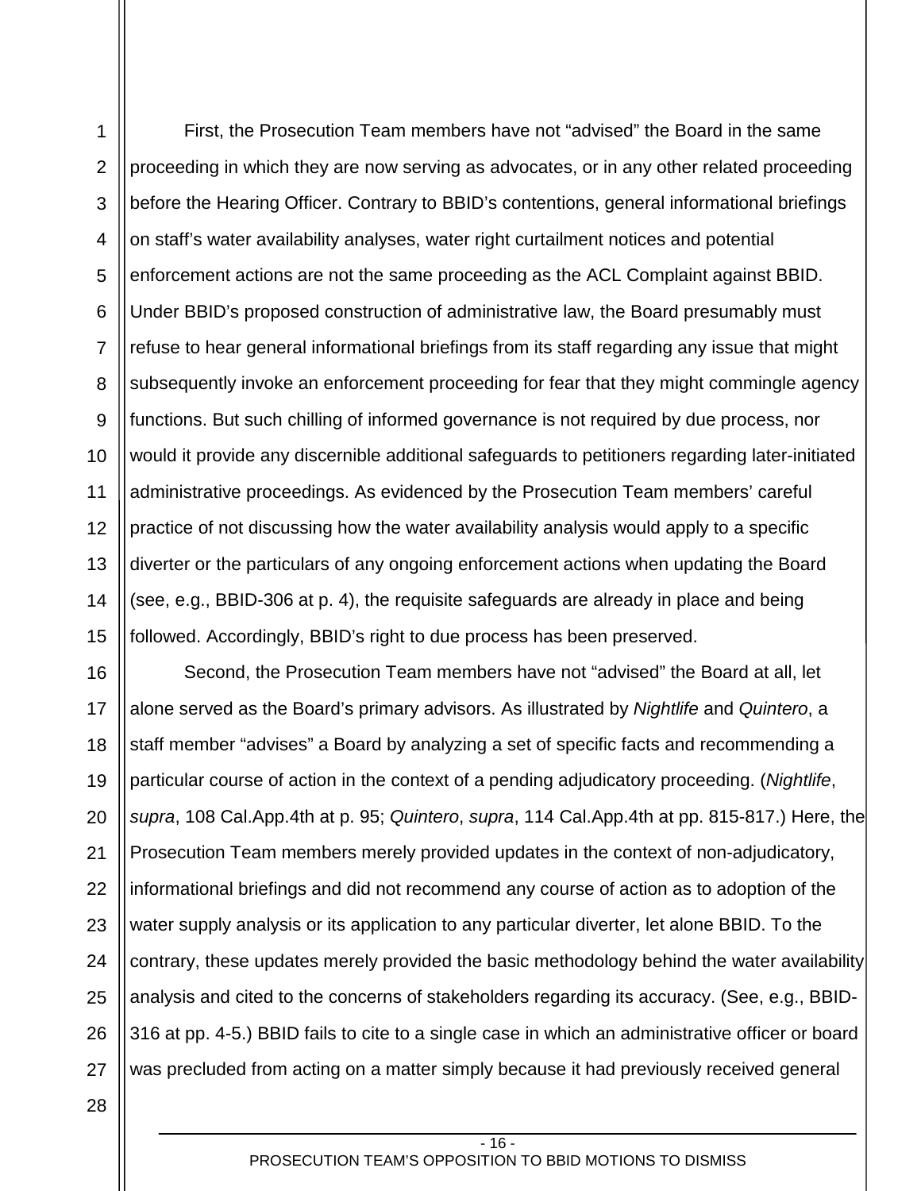First, the Prosecution Team members have not "advised" the Board in the same proceeding in which they are now serving as advocates, or in any other related proceeding before the Hearing Officer. Contrary to BBID's contentions, general informational briefings on staff's water availability analyses, water right curtailment notices and potential enforcement actions are not the same proceeding as the ACL Complaint against BBID. Under BBID's proposed construction of administrative law, the Board presumably must refuse to hear general informational briefings from its staff regarding any issue that might subsequently invoke an enforcement proceeding for fear that they might commingle agency functions. But such chilling of informed governance is not required by due process, nor would it provide any discernible additional safeguards to petitioners regarding later-initiated administrative proceedings. As evidenced by the Prosecution Team members' careful practice of not discussing how the water availability analysis would apply to a specific diverter or the particulars of any ongoing enforcement actions when updating the Board (see, e.g., BBID-306 at p. 4), the requisite safeguards are already in place and being followed. Accordingly, BBID's right to due process has been preserved.

Second, the Prosecution Team members have not "advised" the Board at all, let alone served as the Board's primary advisors. As illustrated by *Nightlife* and *Quintero*, a staff member "advises" a Board by analyzing a set of specific facts and recommending a particular course of action in the context of a pending adjudicatory proceeding. (*Nightlife*, *supra*, 108 Cal.App.4th at p. 95; *Quintero*, *supra*, 114 Cal.App.4th at pp. 815-817.) Here, the Prosecution Team members merely provided updates in the context of non-adjudicatory, informational briefings and did not recommend any course of action as to adoption of the water supply analysis or its application to any particular diverter, let alone BBID. To the contrary, these updates merely provided the basic methodology behind the water availability analysis and cited to the concerns of stakeholders regarding its accuracy. (See, e.g., BBID-316 at pp. 4-5.) BBID fails to cite to a single case in which an administrative officer or board was precluded from acting on a matter simply because it had previously received general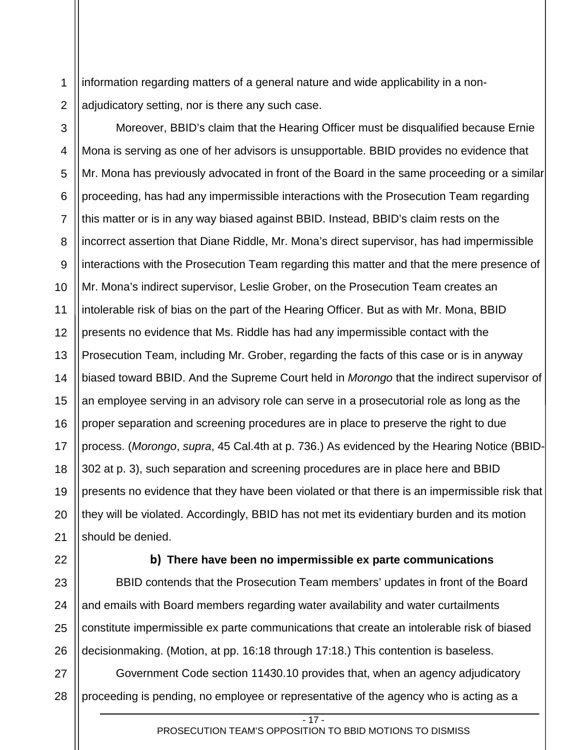information regarding matters of a general nature and wide applicability in a non-adjudicatory setting, nor is there any such case.

Moreover, BBID's claim that the Hearing Officer must be disqualified because Ernie Mona is serving as one of her advisors is unsupportable. BBID provides no evidence that Mr. Mona has previously advocated in front of the Board in the same proceeding or a similar proceeding, has had any impermissible interactions with the Prosecution Team regarding this matter or is in any way biased against BBID. Instead, BBID's claim rests on the incorrect assertion that Diane Riddle, Mr. Mona's direct supervisor, has had impermissible interactions with the Prosecution Team regarding this matter and that the mere presence of Mr. Mona's indirect supervisor, Leslie Grober, on the Prosecution Team creates an intolerable risk of bias on the part of the Hearing Officer. But as with Mr. Mona, BBID presents no evidence that Ms. Riddle has had any impermissible contact with the Prosecution Team, including Mr. Grober, regarding the facts of this case or is in anyway biased toward BBID. And the Supreme Court held in *Morongo* that the indirect supervisor of an employee serving in an advisory role can serve in a prosecutorial role as long as the proper separation and screening procedures are in place to preserve the right to due process. (*Morongo*, *supra*, 45 Cal.4th at p. 736.) As evidenced by the Hearing Notice (BBID-302 at p. 3), such separation and screening procedures are in place here and BBID presents no evidence that they have been violated or that there is an impermissible risk that they will be violated. Accordingly, BBID has not met its evidentiary burden and its motion should be denied.

**b) There have been no impermissible ex parte communications**

BBID contends that the Prosecution Team members' updates in front of the Board and emails with Board members regarding water availability and water curtailments constitute impermissible ex parte communications that create an intolerable risk of biased decisionmaking. (Motion, at pp. 16:18 through 17:18.) This contention is baseless.

Government Code section 11430.10 provides that, when an agency adjudicatory proceeding is pending, no employee or representative of the agency who is acting as a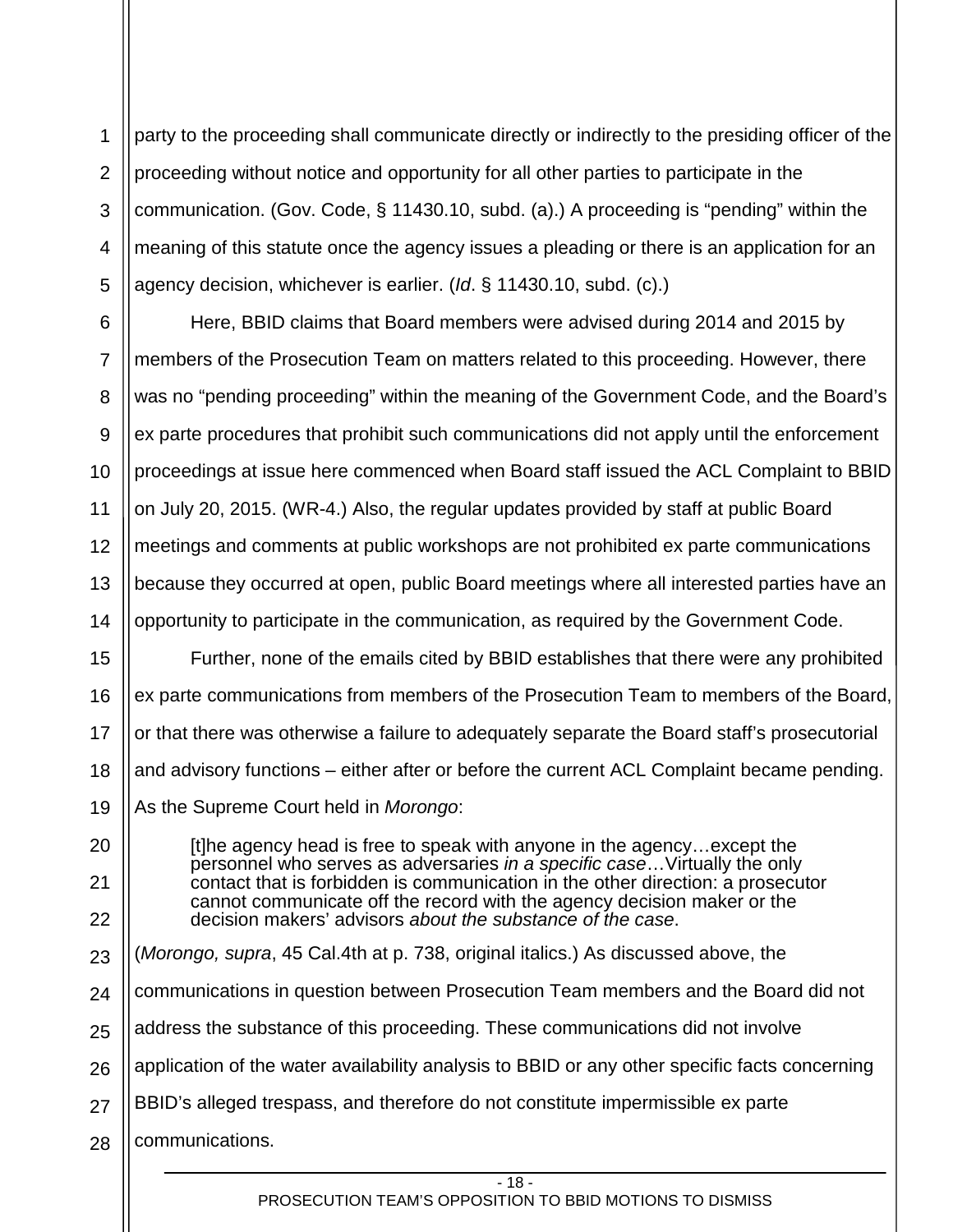party to the proceeding shall communicate directly or indirectly to the presiding officer of the proceeding without notice and opportunity for all other parties to participate in the communication. (Gov. Code, § 11430.10, subd. (a).) A proceeding is "pending" within the meaning of this statute once the agency issues a pleading or there is an application for an agency decision, whichever is earlier. (*Id*. § 11430.10, subd. (c).)

Here, BBID claims that Board members were advised during 2014 and 2015 by members of the Prosecution Team on matters related to this proceeding. However, there was no "pending proceeding" within the meaning of the Government Code, and the Board's ex parte procedures that prohibit such communications did not apply until the enforcement proceedings at issue here commenced when Board staff issued the ACL Complaint to BBID on July 20, 2015. (WR-4.) Also, the regular updates provided by staff at public Board meetings and comments at public workshops are not prohibited ex parte communications because they occurred at open, public Board meetings where all interested parties have an opportunity to participate in the communication, as required by the Government Code.

Further, none of the emails cited by BBID establishes that there were any prohibited ex parte communications from members of the Prosecution Team to members of the Board, or that there was otherwise a failure to adequately separate the Board staff's prosecutorial and advisory functions – either after or before the current ACL Complaint became pending. As the Supreme Court held in *Morongo*:

> [t]he agency head is free to speak with anyone in the agency…except the personnel who serves as adversaries *in a specific case*…Virtually the only contact that is forbidden is communication in the other direction: a prosecutor cannot communicate off the record with the agency decision maker or the decision makers' advisors *about the substance of the case*.

(*Morongo, supra*, 45 Cal.4th at p. 738, original italics.) As discussed above, the communications in question between Prosecution Team members and the Board did not address the substance of this proceeding. These communications did not involve application of the water availability analysis to BBID or any other specific facts concerning BBID's alleged trespass, and therefore do not constitute impermissible ex parte communications.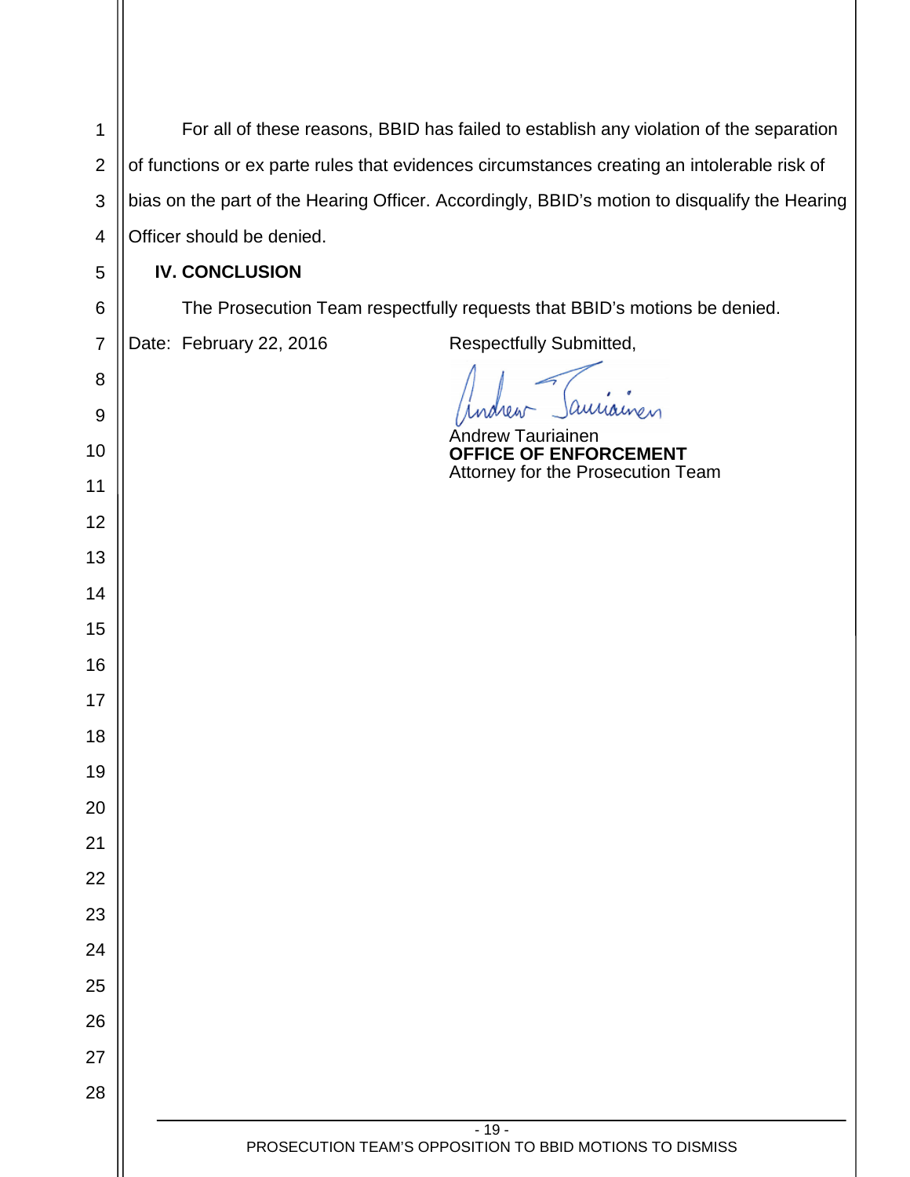For all of these reasons, BBID has failed to establish any violation of the separation of functions or ex parte rules that evidences circumstances creating an intolerable risk of bias on the part of the Hearing Officer. Accordingly, BBID's motion to disqualify the Hearing Officer should be denied.

## IV. CONCLUSION

The Prosecution Team respectfully requests that BBID's motions be denied.

Date: February 22, 2016

Respectfully Submitted,

Andrew Tauriainen
**OFFICE OF ENFORCEMENT**
Attorney for the Prosecution Team